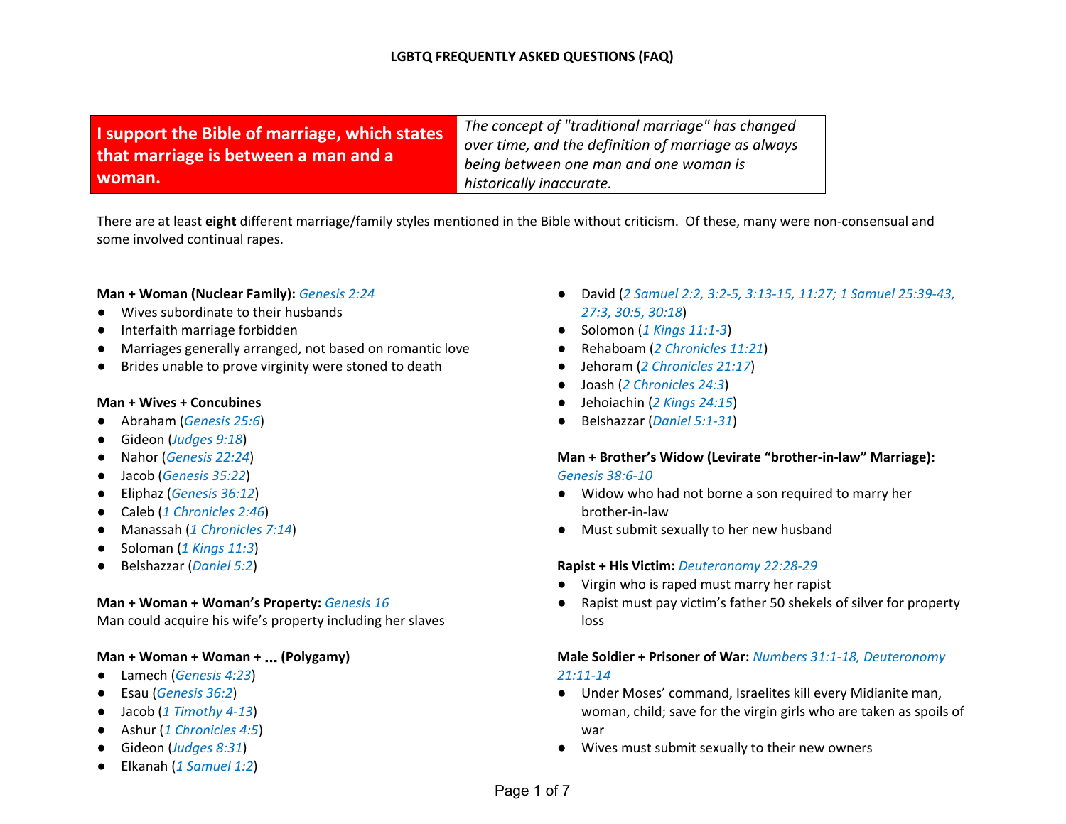# LGBTQ FREQUENTLY ASKED QUESTIONS (FAQ)

| I support the Bible of marriage, which states that marriage is between a man and a woman. | *The concept of "traditional marriage" has changed over time, and the definition of marriage as always being between one man and one woman is historically inaccurate.* |
| --- | --- |

There are at least **eight** different marriage/family styles mentioned in the Bible without criticism. Of these, many were non-consensual and some involved continual rapes.

**Man + Woman (Nuclear Family):** *Genesis 2:24*

- Wives subordinate to their husbands
- Interfaith marriage forbidden
- Marriages generally arranged, not based on romantic love
- Brides unable to prove virginity were stoned to death

**Man + Wives + Concubines**

- Abraham (*Genesis 25:6*)
- Gideon (*Judges 9:18*)
- Nahor (*Genesis 22:24*)
- Jacob (*Genesis 35:22*)
- Eliphaz (*Genesis 36:12*)
- Caleb (*1 Chronicles 2:46*)
- Manassah (*1 Chronicles 7:14*)
- Soloman (*1 Kings 11:3*)
- Belshazzar (*Daniel 5:2*)

**Man + Woman + Woman's Property:** *Genesis 16*

Man could acquire his wife's property including her slaves

**Man + Woman + Woman + ... (Polygamy)**

- Lamech (*Genesis 4:23*)
- Esau (*Genesis 36:2*)
- Jacob (*1 Timothy 4-13*)
- Ashur (*1 Chronicles 4:5*)
- Gideon (*Judges 8:31*)
- Elkanah (*1 Samuel 1:2*)
- David (*2 Samuel 2:2, 3:2-5, 3:13-15, 11:27; 1 Samuel 25:39-43, 27:3, 30:5, 30:18*)
- Solomon (*1 Kings 11:1-3*)
- Rehaboam (*2 Chronicles 11:21*)
- Jehoram (*2 Chronicles 21:17*)
- Joash (*2 Chronicles 24:3*)
- Jehoiachin (*2 Kings 24:15*)
- Belshazzar (*Daniel 5:1-31*)

**Man + Brother's Widow (Levirate "brother-in-law" Marriage):** *Genesis 38:6-10*

- Widow who had not borne a son required to marry her brother-in-law
- Must submit sexually to her new husband

**Rapist + His Victim:** *Deuteronomy 22:28-29*

- Virgin who is raped must marry her rapist
- Rapist must pay victim's father 50 shekels of silver for property loss

**Male Soldier + Prisoner of War:** *Numbers 31:1-18, Deuteronomy 21:11-14*

- Under Moses' command, Israelites kill every Midianite man, woman, child; save for the virgin girls who are taken as spoils of war
- Wives must submit sexually to their new owners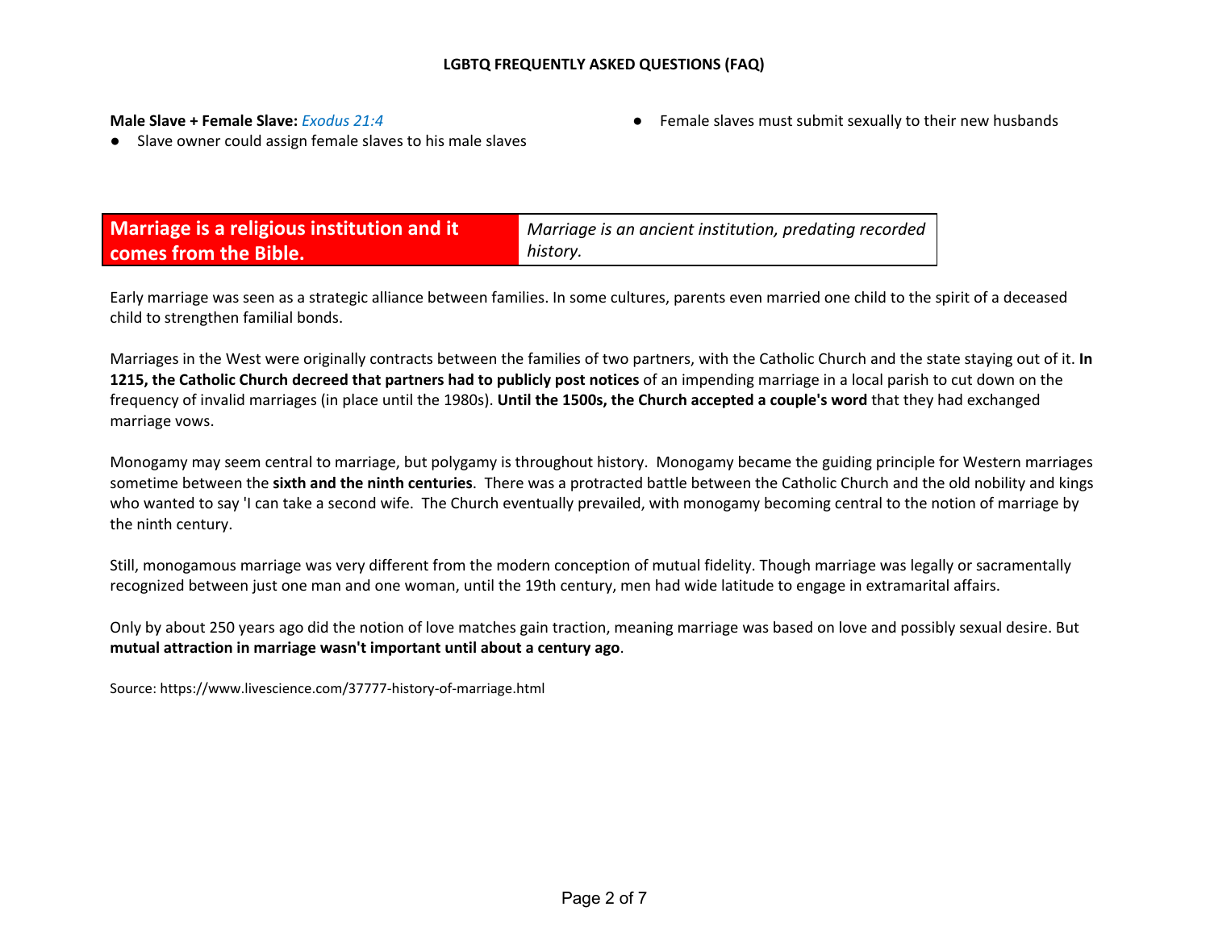**Male Slave + Female Slave:** *Exodus 21:4*

- Slave owner could assign female slaves to his male slaves
- Female slaves must submit sexually to their new husbands

| **Marriage is a religious institution and it comes from the Bible.** | *Marriage is an ancient institution, predating recorded history.* |
|---|---|

Early marriage was seen as a strategic alliance between families. In some cultures, parents even married one child to the spirit of a deceased child to strengthen familial bonds.

Marriages in the West were originally contracts between the families of two partners, with the Catholic Church and the state staying out of it. **In 1215, the Catholic Church decreed that partners had to publicly post notices** of an impending marriage in a local parish to cut down on the frequency of invalid marriages (in place until the 1980s). **Until the 1500s, the Church accepted a couple's word** that they had exchanged marriage vows.

Monogamy may seem central to marriage, but polygamy is throughout history. Monogamy became the guiding principle for Western marriages sometime between the **sixth and the ninth centuries**. There was a protracted battle between the Catholic Church and the old nobility and kings who wanted to say 'I can take a second wife. The Church eventually prevailed, with monogamy becoming central to the notion of marriage by the ninth century.

Still, monogamous marriage was very different from the modern conception of mutual fidelity. Though marriage was legally or sacramentally recognized between just one man and one woman, until the 19th century, men had wide latitude to engage in extramarital affairs.

Only by about 250 years ago did the notion of love matches gain traction, meaning marriage was based on love and possibly sexual desire. But **mutual attraction in marriage wasn't important until about a century ago**.

Source: https://www.livescience.com/37777-history-of-marriage.html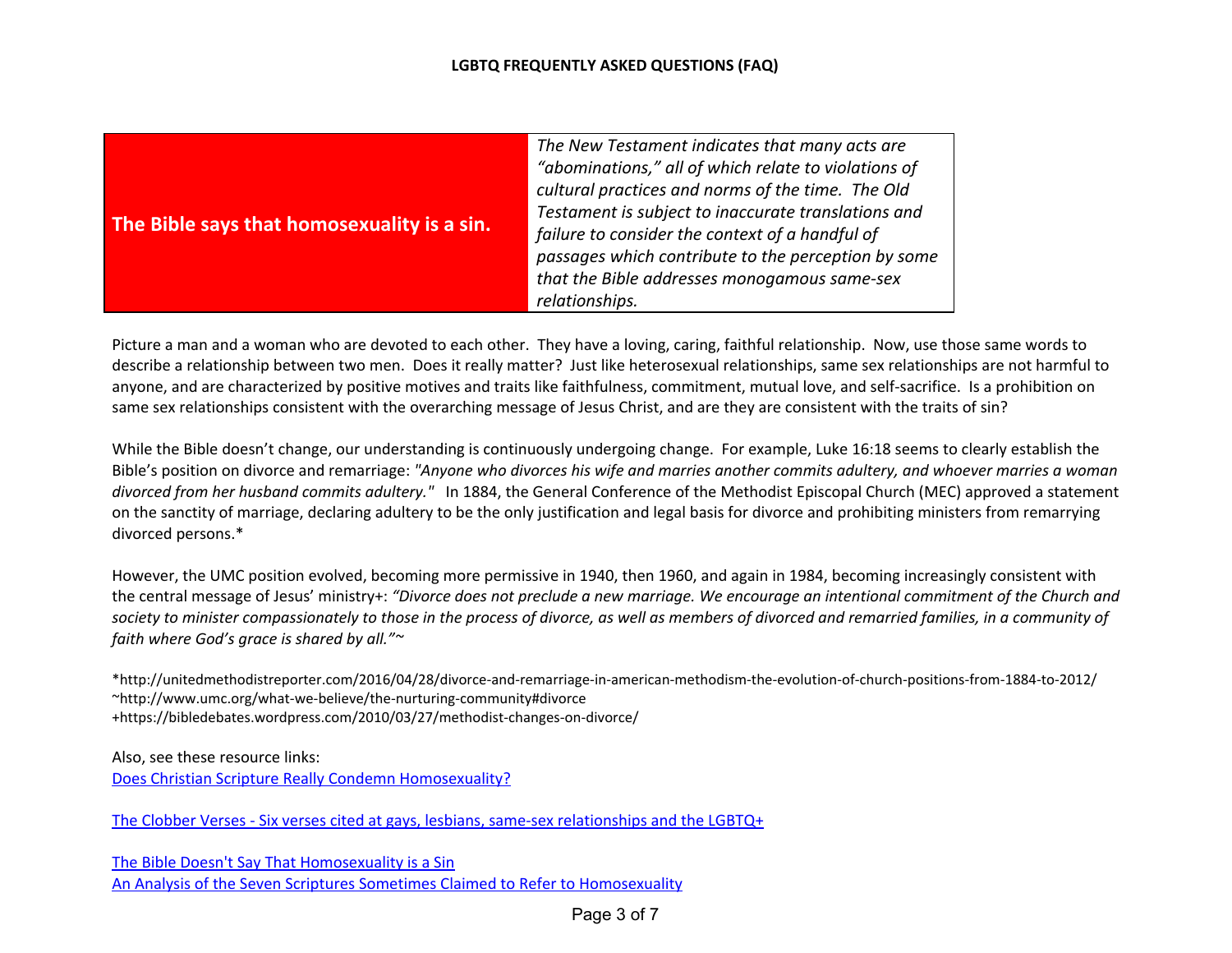**LGBTQ FREQUENTLY ASKED QUESTIONS (FAQ)**

| **The Bible says that homosexuality is a sin.** | *The New Testament indicates that many acts are "abominations," all of which relate to violations of cultural practices and norms of the time. The Old Testament is subject to inaccurate translations and failure to consider the context of a handful of passages which contribute to the perception by some that the Bible addresses monogamous same-sex relationships.* |
|---|---|

Picture a man and a woman who are devoted to each other. They have a loving, caring, faithful relationship. Now, use those same words to describe a relationship between two men. Does it really matter? Just like heterosexual relationships, same sex relationships are not harmful to anyone, and are characterized by positive motives and traits like faithfulness, commitment, mutual love, and self-sacrifice. Is a prohibition on same sex relationships consistent with the overarching message of Jesus Christ, and are they are consistent with the traits of sin?

While the Bible doesn't change, our understanding is continuously undergoing change. For example, Luke 16:18 seems to clearly establish the Bible's position on divorce and remarriage: *"Anyone who divorces his wife and marries another commits adultery, and whoever marries a woman divorced from her husband commits adultery."* In 1884, the General Conference of the Methodist Episcopal Church (MEC) approved a statement on the sanctity of marriage, declaring adultery to be the only justification and legal basis for divorce and prohibiting ministers from remarrying divorced persons.*

However, the UMC position evolved, becoming more permissive in 1940, then 1960, and again in 1984, becoming increasingly consistent with the central message of Jesus' ministry+: *"Divorce does not preclude a new marriage. We encourage an intentional commitment of the Church and society to minister compassionately to those in the process of divorce, as well as members of divorced and remarried families, in a community of faith where God's grace is shared by all."*~

*http://unitedmethodistreporter.com/2016/04/28/divorce-and-remarriage-in-american-methodism-the-evolution-of-church-positions-from-1884-to-2012/
~http://www.umc.org/what-we-believe/the-nurturing-community#divorce
+https://bibledebates.wordpress.com/2010/03/27/methodist-changes-on-divorce/

Also, see these resource links:
Does Christian Scripture Really Condemn Homosexuality?

The Clobber Verses - Six verses cited at gays, lesbians, same-sex relationships and the LGBTQ+

The Bible Doesn't Say That Homosexuality is a Sin
An Analysis of the Seven Scriptures Sometimes Claimed to Refer to Homosexuality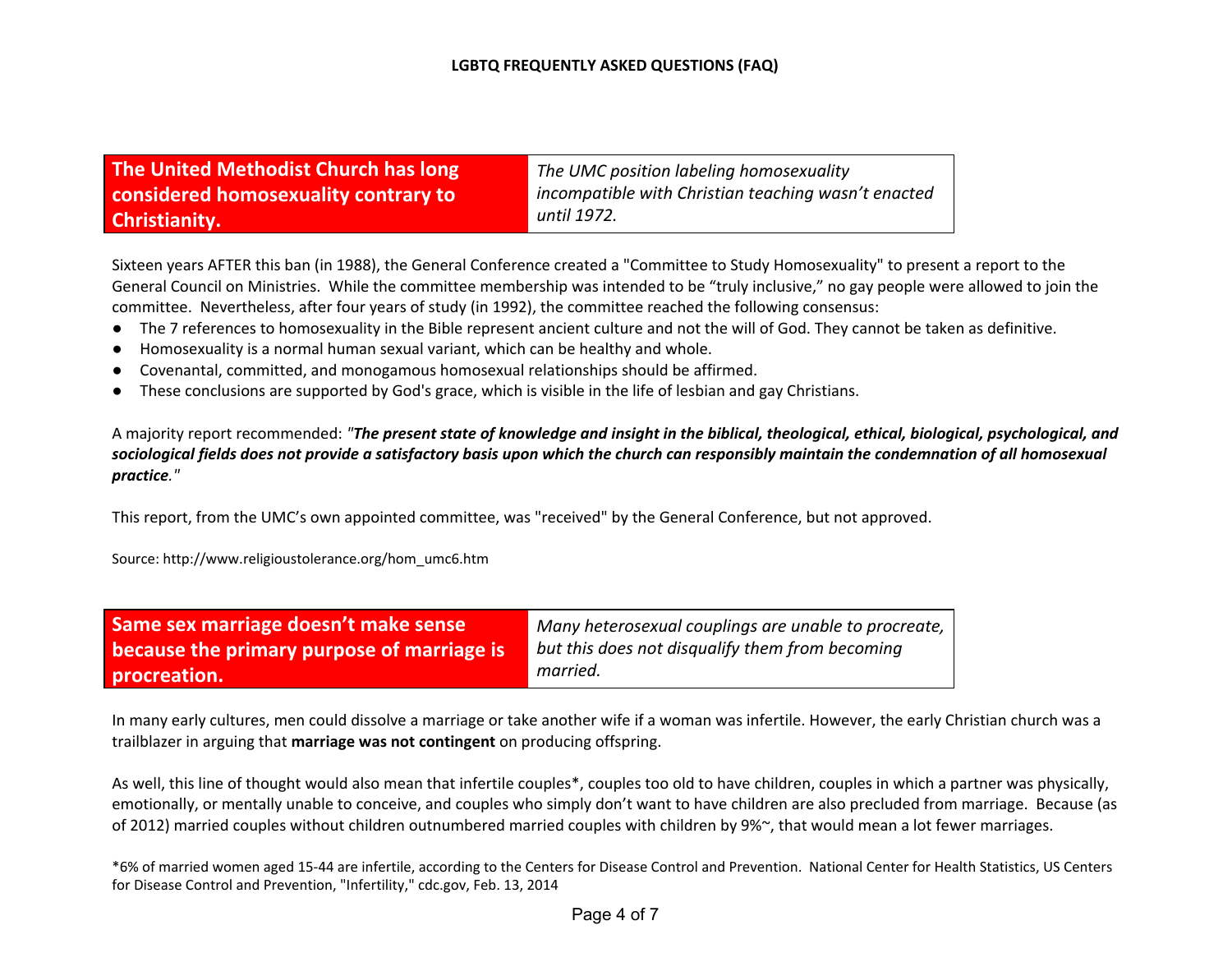**LGBTQ FREQUENTLY ASKED QUESTIONS (FAQ)**

| The United Methodist Church has long considered homosexuality contrary to Christianity. | *The UMC position labeling homosexuality incompatible with Christian teaching wasn't enacted until 1972.* |
|---|---|

Sixteen years AFTER this ban (in 1988), the General Conference created a "Committee to Study Homosexuality" to present a report to the General Council on Ministries. While the committee membership was intended to be "truly inclusive," no gay people were allowed to join the committee. Nevertheless, after four years of study (in 1992), the committee reached the following consensus:

- The 7 references to homosexuality in the Bible represent ancient culture and not the will of God. They cannot be taken as definitive.
- Homosexuality is a normal human sexual variant, which can be healthy and whole.
- Covenantal, committed, and monogamous homosexual relationships should be affirmed.
- These conclusions are supported by God's grace, which is visible in the life of lesbian and gay Christians.

A majority report recommended: *"**The present state of knowledge and insight in the biblical, theological, ethical, biological, psychological, and sociological fields does not provide a satisfactory basis upon which the church can responsibly maintain the condemnation of all homosexual practice**."*

This report, from the UMC's own appointed committee, was "received" by the General Conference, but not approved.

Source: http://www.religioustolerance.org/hom_umc6.htm

| Same sex marriage doesn't make sense because the primary purpose of marriage is procreation. | *Many heterosexual couplings are unable to procreate, but this does not disqualify them from becoming married.* |
|---|---|

In many early cultures, men could dissolve a marriage or take another wife if a woman was infertile. However, the early Christian church was a trailblazer in arguing that **marriage was not contingent** on producing offspring.

As well, this line of thought would also mean that infertile couples*, couples too old to have children, couples in which a partner was physically, emotionally, or mentally unable to conceive, and couples who simply don't want to have children are also precluded from marriage. Because (as of 2012) married couples without children outnumbered married couples with children by 9%~, that would mean a lot fewer marriages.

*6% of married women aged 15-44 are infertile, according to the Centers for Disease Control and Prevention. National Center for Health Statistics, US Centers for Disease Control and Prevention, "Infertility," cdc.gov, Feb. 13, 2014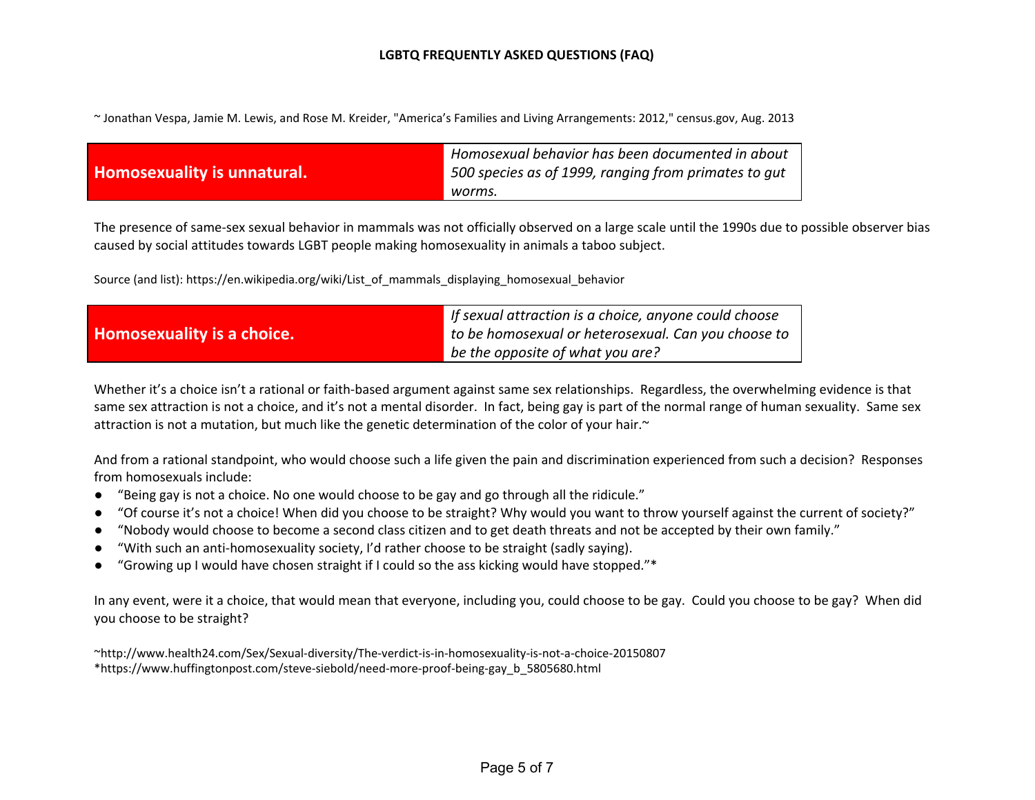~ Jonathan Vespa, Jamie M. Lewis, and Rose M. Kreider, "America's Families and Living Arrangements: 2012," census.gov, Aug. 2013

| **Homosexuality is unnatural.** | *Homosexual behavior has been documented in about 500 species as of 1999, ranging from primates to gut worms.* |
|---|---|

The presence of same-sex sexual behavior in mammals was not officially observed on a large scale until the 1990s due to possible observer bias caused by social attitudes towards LGBT people making homosexuality in animals a taboo subject.

Source (and list): https://en.wikipedia.org/wiki/List_of_mammals_displaying_homosexual_behavior

| **Homosexuality is a choice.** | *If sexual attraction is a choice, anyone could choose to be homosexual or heterosexual. Can you choose to be the opposite of what you are?* |
|---|---|

Whether it's a choice isn't a rational or faith-based argument against same sex relationships. Regardless, the overwhelming evidence is that same sex attraction is not a choice, and it's not a mental disorder. In fact, being gay is part of the normal range of human sexuality. Same sex attraction is not a mutation, but much like the genetic determination of the color of your hair.~

And from a rational standpoint, who would choose such a life given the pain and discrimination experienced from such a decision? Responses from homosexuals include:

- "Being gay is not a choice. No one would choose to be gay and go through all the ridicule."
- "Of course it's not a choice! When did you choose to be straight? Why would you want to throw yourself against the current of society?"
- "Nobody would choose to become a second class citizen and to get death threats and not be accepted by their own family."
- "With such an anti-homosexuality society, I'd rather choose to be straight (sadly saying).
- "Growing up I would have chosen straight if I could so the ass kicking would have stopped."*

In any event, were it a choice, that would mean that everyone, including you, could choose to be gay. Could you choose to be gay? When did you choose to be straight?

~http://www.health24.com/Sex/Sexual-diversity/The-verdict-is-in-homosexuality-is-not-a-choice-20150807
*https://www.huffingtonpost.com/steve-siebold/need-more-proof-being-gay_b_5805680.html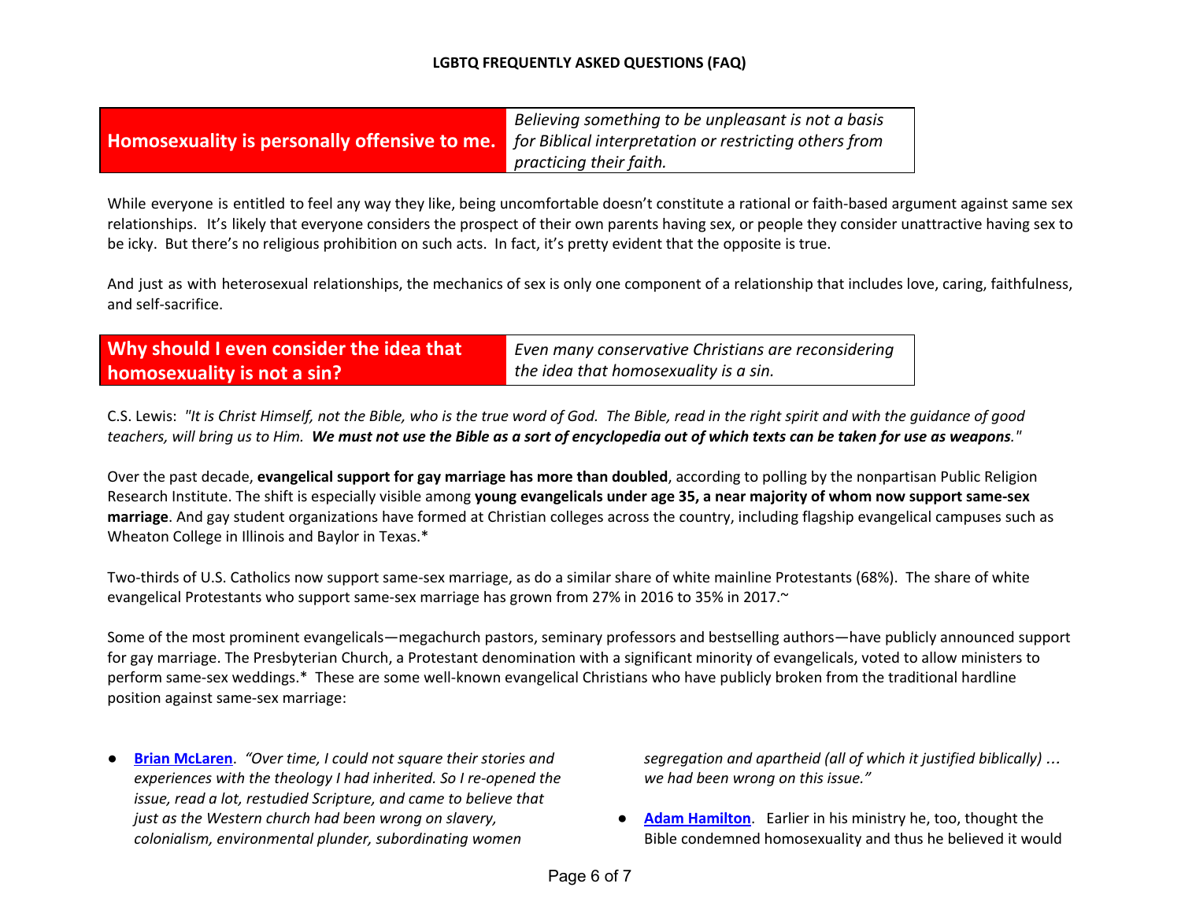**LGBTQ FREQUENTLY ASKED QUESTIONS (FAQ)**

| **Homosexuality is personally offensive to me.** | *Believing something to be unpleasant is not a basis for Biblical interpretation or restricting others from practicing their faith.* |
|---|---|

While everyone is entitled to feel any way they like, being uncomfortable doesn't constitute a rational or faith-based argument against same sex relationships. It's likely that everyone considers the prospect of their own parents having sex, or people they consider unattractive having sex to be icky. But there's no religious prohibition on such acts. In fact, it's pretty evident that the opposite is true.

And just as with heterosexual relationships, the mechanics of sex is only one component of a relationship that includes love, caring, faithfulness, and self-sacrifice.

| **Why should I even consider the idea that homosexuality is not a sin?** | *Even many conservative Christians are reconsidering the idea that homosexuality is a sin.* |
|---|---|

C.S. Lewis: *"It is Christ Himself, not the Bible, who is the true word of God. The Bible, read in the right spirit and with the guidance of good teachers, will bring us to Him.* ***We must not use the Bible as a sort of encyclopedia out of which texts can be taken for use as weapons****."*

Over the past decade, **evangelical support for gay marriage has more than doubled**, according to polling by the nonpartisan Public Religion Research Institute. The shift is especially visible among **young evangelicals under age 35, a near majority of whom now support same-sex marriage**. And gay student organizations have formed at Christian colleges across the country, including flagship evangelical campuses such as Wheaton College in Illinois and Baylor in Texas.*

Two-thirds of U.S. Catholics now support same-sex marriage, as do a similar share of white mainline Protestants (68%). The share of white evangelical Protestants who support same-sex marriage has grown from 27% in 2016 to 35% in 2017.~

Some of the most prominent evangelicals—megachurch pastors, seminary professors and bestselling authors—have publicly announced support for gay marriage. The Presbyterian Church, a Protestant denomination with a significant minority of evangelicals, voted to allow ministers to perform same-sex weddings.* These are some well-known evangelical Christians who have publicly broken from the traditional hardline position against same-sex marriage:

- **Brian McLaren**. *"Over time, I could not square their stories and experiences with the theology I had inherited. So I re-opened the issue, read a lot, restudied Scripture, and came to believe that just as the Western church had been wrong on slavery, colonialism, environmental plunder, subordinating women segregation and apartheid (all of which it justified biblically) … we had been wrong on this issue."*
- **Adam Hamilton**. Earlier in his ministry he, too, thought the Bible condemned homosexuality and thus he believed it would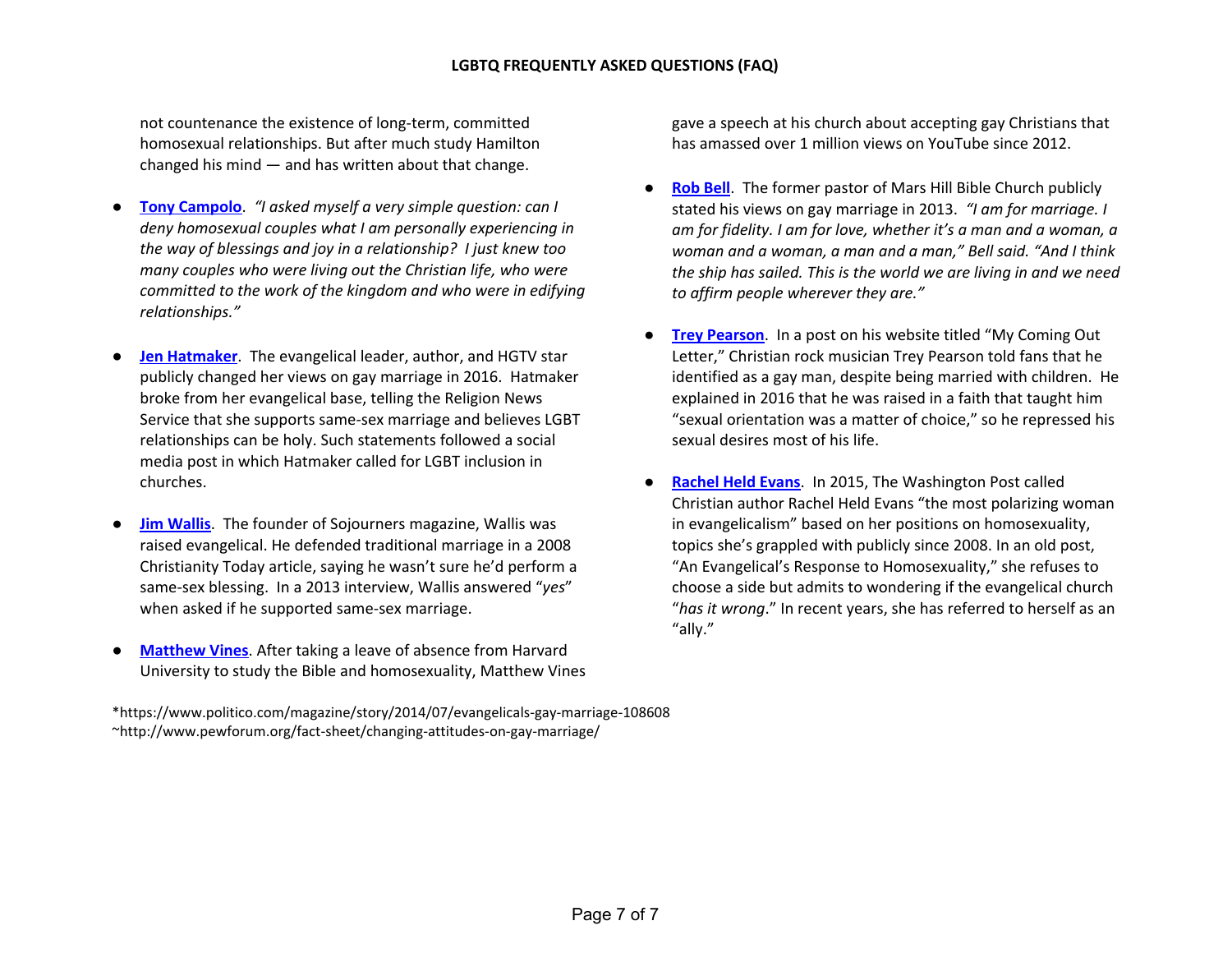not countenance the existence of long-term, committed homosexual relationships. But after much study Hamilton changed his mind — and has written about that change.

- **Tony Campolo**. *"I asked myself a very simple question: can I deny homosexual couples what I am personally experiencing in the way of blessings and joy in a relationship? I just knew too many couples who were living out the Christian life, who were committed to the work of the kingdom and who were in edifying relationships."*

- **Jen Hatmaker**. The evangelical leader, author, and HGTV star publicly changed her views on gay marriage in 2016. Hatmaker broke from her evangelical base, telling the Religion News Service that she supports same-sex marriage and believes LGBT relationships can be holy. Such statements followed a social media post in which Hatmaker called for LGBT inclusion in churches.

- **Jim Wallis**. The founder of Sojourners magazine, Wallis was raised evangelical. He defended traditional marriage in a 2008 Christianity Today article, saying he wasn't sure he'd perform a same-sex blessing. In a 2013 interview, Wallis answered "*yes*" when asked if he supported same-sex marriage.

- **Matthew Vines**. After taking a leave of absence from Harvard University to study the Bible and homosexuality, Matthew Vines gave a speech at his church about accepting gay Christians that has amassed over 1 million views on YouTube since 2012.

- **Rob Bell**. The former pastor of Mars Hill Bible Church publicly stated his views on gay marriage in 2013. *"I am for marriage. I am for fidelity. I am for love, whether it's a man and a woman, a woman and a woman, a man and a man," Bell said. "And I think the ship has sailed. This is the world we are living in and we need to affirm people wherever they are."*

- **Trey Pearson**. In a post on his website titled "My Coming Out Letter," Christian rock musician Trey Pearson told fans that he identified as a gay man, despite being married with children. He explained in 2016 that he was raised in a faith that taught him "sexual orientation was a matter of choice," so he repressed his sexual desires most of his life.

- **Rachel Held Evans**. In 2015, The Washington Post called Christian author Rachel Held Evans "the most polarizing woman in evangelicalism" based on her positions on homosexuality, topics she's grappled with publicly since 2008. In an old post, "An Evangelical's Response to Homosexuality," she refuses to choose a side but admits to wondering if the evangelical church "*has it wrong*." In recent years, she has referred to herself as an "ally."

*https://www.politico.com/magazine/story/2014/07/evangelicals-gay-marriage-108608
~http://www.pewforum.org/fact-sheet/changing-attitudes-on-gay-marriage/